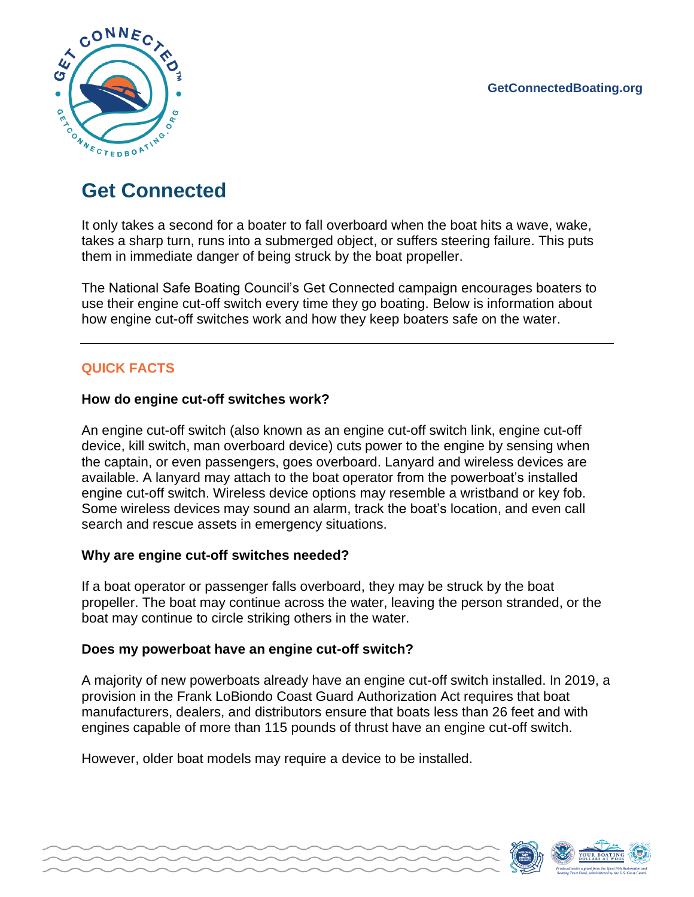GetConnectedBoating.org

# Get Connected

It only takes a second for a boater to fall overboard when the boat hits a wave, wake, takes a sharp turn, runs into a submerged object, or suffers steering failure. This puts them in immediate danger of being struck by the boat propeller.

The National Safe Boating Council's Get Connected campaign encourages boaters to use their engine cut-off switch every time they go boating. Below is information about how engine cut-off switches work and how they keep boaters safe on the water.

---

## QUICK FACTS

### How do engine cut-off switches work?

An engine cut-off switch (also known as an engine cut-off switch link, engine cut-off device, kill switch, man overboard device) cuts power to the engine by sensing when the captain, or even passengers, goes overboard. Lanyard and wireless devices are available. A lanyard may attach to the boat operator from the powerboat's installed engine cut-off switch. Wireless device options may resemble a wristband or key fob. Some wireless devices may sound an alarm, track the boat's location, and even call search and rescue assets in emergency situations.

### Why are engine cut-off switches needed?

If a boat operator or passenger falls overboard, they may be struck by the boat propeller. The boat may continue across the water, leaving the person stranded, or the boat may continue to circle striking others in the water.

### Does my powerboat have an engine cut-off switch?

A majority of new powerboats already have an engine cut-off switch installed. In 2019, a provision in the Frank LoBiondo Coast Guard Authorization Act requires that boat manufacturers, dealers, and distributors ensure that boats less than 26 feet and with engines capable of more than 115 pounds of thrust have an engine cut-off switch.

However, older boat models may require a device to be installed.

*Produced under a grant from the Sport Fish Restoration and Boating Trust Fund, administered by the U.S. Coast Guard.*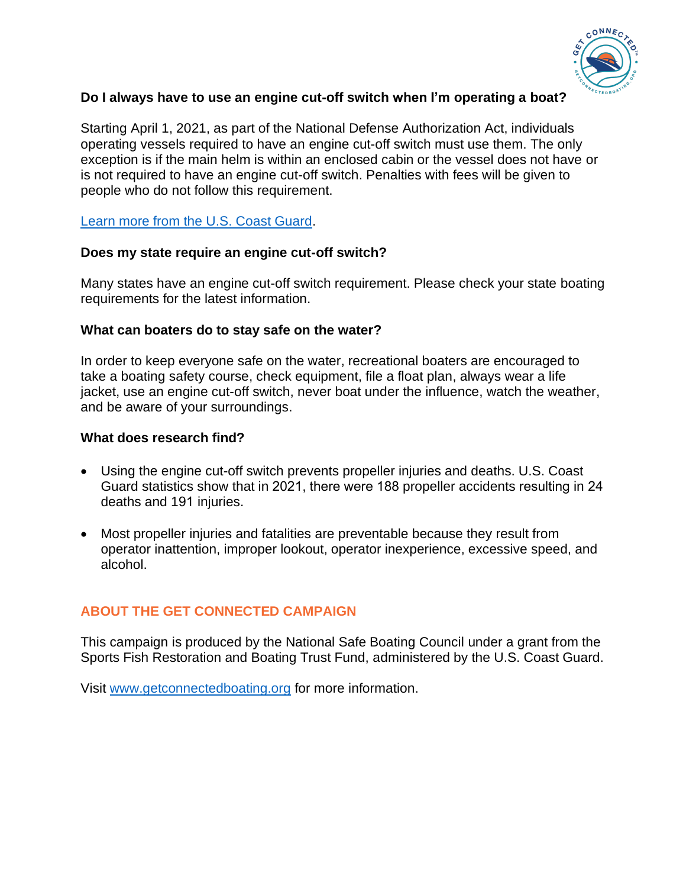**Do I always have to use an engine cut-off switch when I'm operating a boat?**

Starting April 1, 2021, as part of the National Defense Authorization Act, individuals operating vessels required to have an engine cut-off switch must use them. The only exception is if the main helm is within an enclosed cabin or the vessel does not have or is not required to have an engine cut-off switch. Penalties with fees will be given to people who do not follow this requirement.

[Learn more from the U.S. Coast Guard](#).

**Does my state require an engine cut-off switch?**

Many states have an engine cut-off switch requirement. Please check your state boating requirements for the latest information.

**What can boaters do to stay safe on the water?**

In order to keep everyone safe on the water, recreational boaters are encouraged to take a boating safety course, check equipment, file a float plan, always wear a life jacket, use an engine cut-off switch, never boat under the influence, watch the weather, and be aware of your surroundings.

**What does research find?**

- Using the engine cut-off switch prevents propeller injuries and deaths. U.S. Coast Guard statistics show that in 2021, there were 188 propeller accidents resulting in 24 deaths and 191 injuries.
- Most propeller injuries and fatalities are preventable because they result from operator inattention, improper lookout, operator inexperience, excessive speed, and alcohol.

## ABOUT THE GET CONNECTED CAMPAIGN

This campaign is produced by the National Safe Boating Council under a grant from the Sports Fish Restoration and Boating Trust Fund, administered by the U.S. Coast Guard.

Visit [www.getconnectedboating.org](http://www.getconnectedboating.org) for more information.